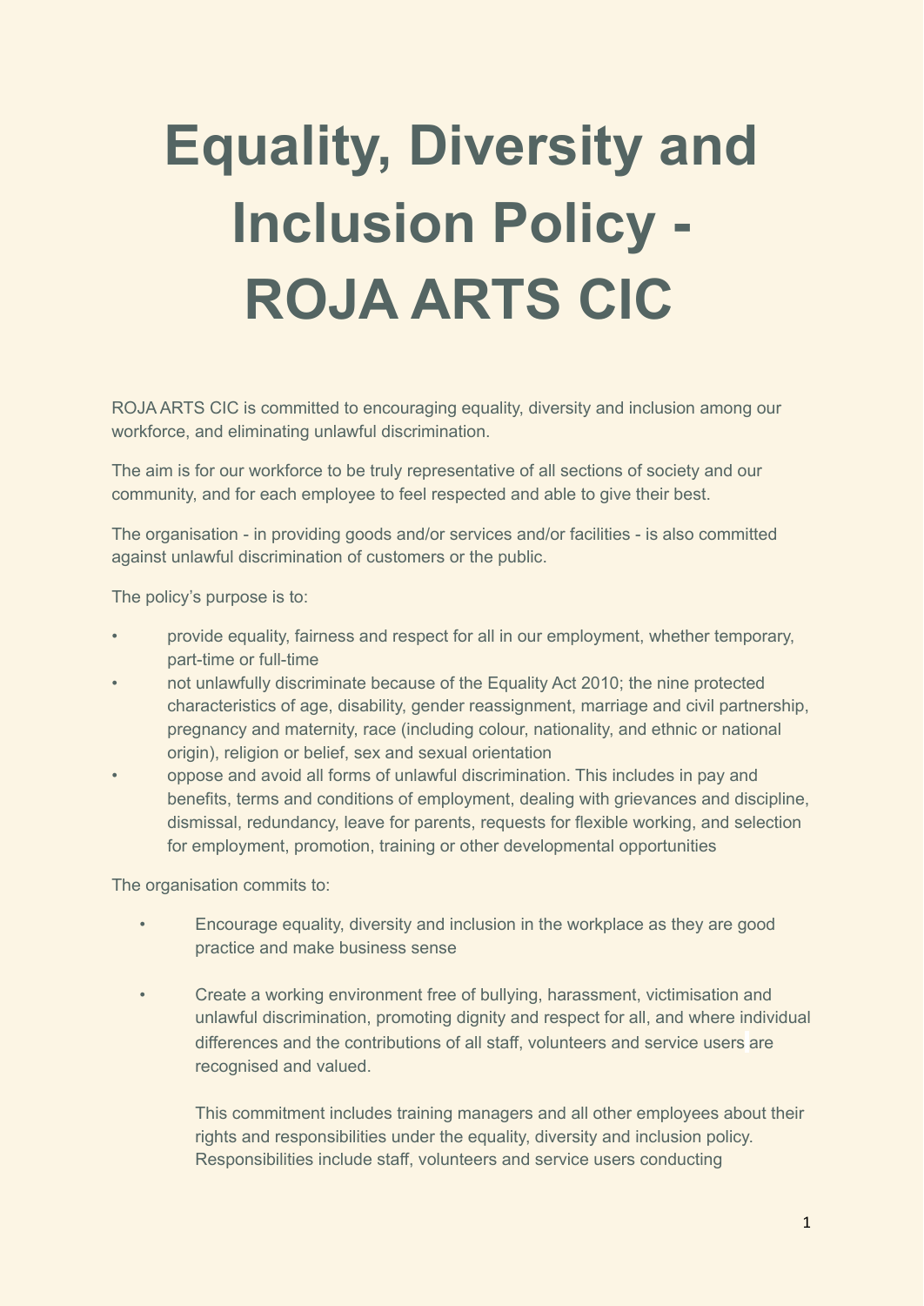# Equality, Diversity and Inclusion Policy - ROJA ARTS CIC

ROJA ARTS CIC is committed to encouraging equality, diversity and inclusion among our workforce, and eliminating unlawful discrimination.

The aim is for our workforce to be truly representative of all sections of society and our community, and for each employee to feel respected and able to give their best.

The organisation - in providing goods and/or services and/or facilities - is also committed against unlawful discrimination of customers or the public.

The policy's purpose is to:

- provide equality, fairness and respect for all in our employment, whether temporary, part-time or full-time
- not unlawfully discriminate because of the Equality Act 2010; the nine protected characteristics of age, disability, gender reassignment, marriage and civil partnership, pregnancy and maternity, race (including colour, nationality, and ethnic or national origin), religion or belief, sex and sexual orientation
- oppose and avoid all forms of unlawful discrimination. This includes in pay and benefits, terms and conditions of employment, dealing with grievances and discipline, dismissal, redundancy, leave for parents, requests for flexible working, and selection for employment, promotion, training or other developmental opportunities

The organisation commits to:

- Encourage equality, diversity and inclusion in the workplace as they are good practice and make business sense

- Create a working environment free of bullying, harassment, victimisation and unlawful discrimination, promoting dignity and respect for all, and where individual differences and the contributions of all staff, volunteers and service users are recognised and valued.

  This commitment includes training managers and all other employees about their rights and responsibilities under the equality, diversity and inclusion policy. Responsibilities include staff, volunteers and service users conducting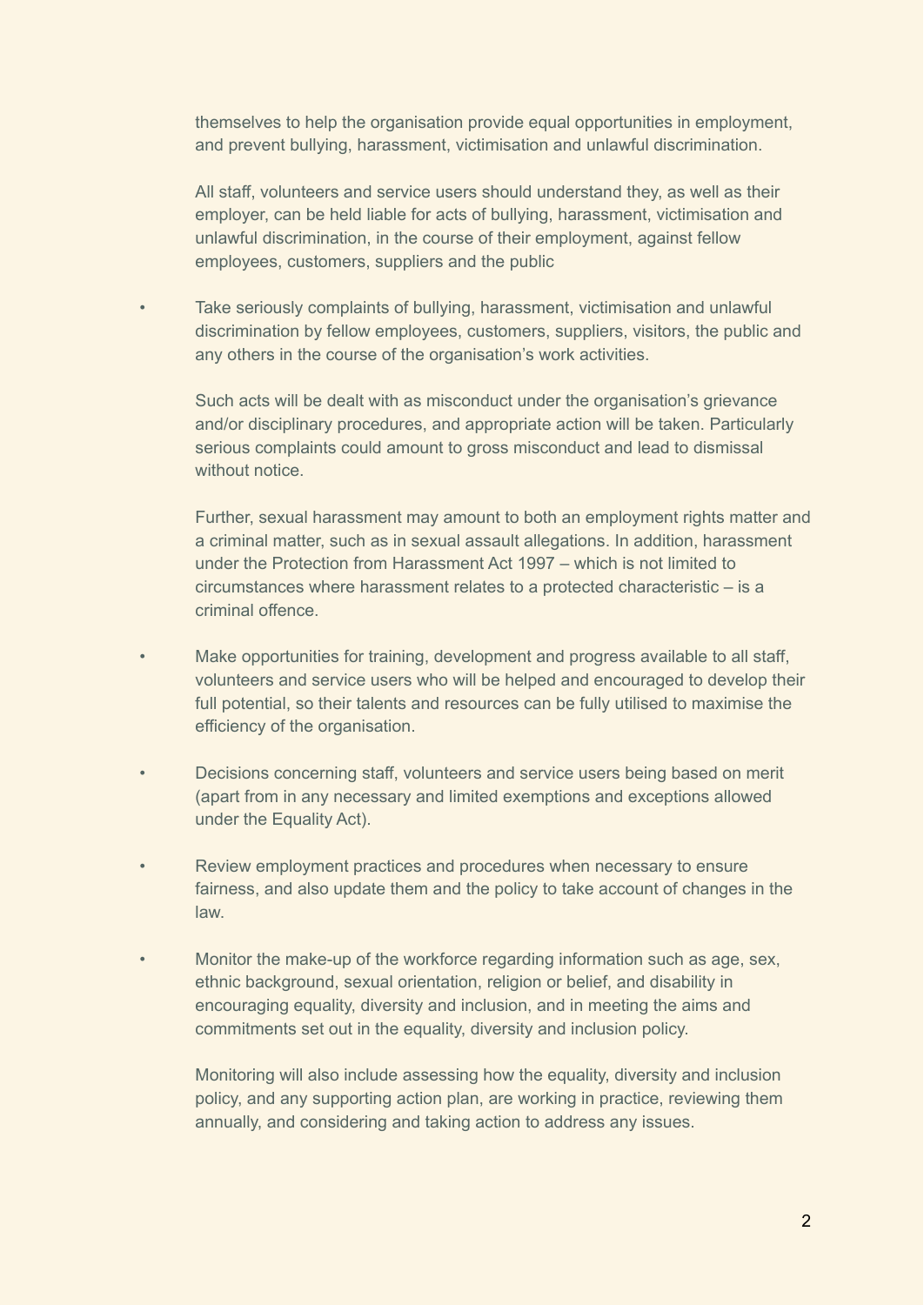themselves to help the organisation provide equal opportunities in employment, and prevent bullying, harassment, victimisation and unlawful discrimination.

All staff, volunteers and service users should understand they, as well as their employer, can be held liable for acts of bullying, harassment, victimisation and unlawful discrimination, in the course of their employment, against fellow employees, customers, suppliers and the public

- Take seriously complaints of bullying, harassment, victimisation and unlawful discrimination by fellow employees, customers, suppliers, visitors, the public and any others in the course of the organisation's work activities.

  Such acts will be dealt with as misconduct under the organisation's grievance and/or disciplinary procedures, and appropriate action will be taken. Particularly serious complaints could amount to gross misconduct and lead to dismissal without notice.

  Further, sexual harassment may amount to both an employment rights matter and a criminal matter, such as in sexual assault allegations. In addition, harassment under the Protection from Harassment Act 1997 – which is not limited to circumstances where harassment relates to a protected characteristic – is a criminal offence.

- Make opportunities for training, development and progress available to all staff, volunteers and service users who will be helped and encouraged to develop their full potential, so their talents and resources can be fully utilised to maximise the efficiency of the organisation.

- Decisions concerning staff, volunteers and service users being based on merit (apart from in any necessary and limited exemptions and exceptions allowed under the Equality Act).

- Review employment practices and procedures when necessary to ensure fairness, and also update them and the policy to take account of changes in the law.

- Monitor the make-up of the workforce regarding information such as age, sex, ethnic background, sexual orientation, religion or belief, and disability in encouraging equality, diversity and inclusion, and in meeting the aims and commitments set out in the equality, diversity and inclusion policy.

  Monitoring will also include assessing how the equality, diversity and inclusion policy, and any supporting action plan, are working in practice, reviewing them annually, and considering and taking action to address any issues.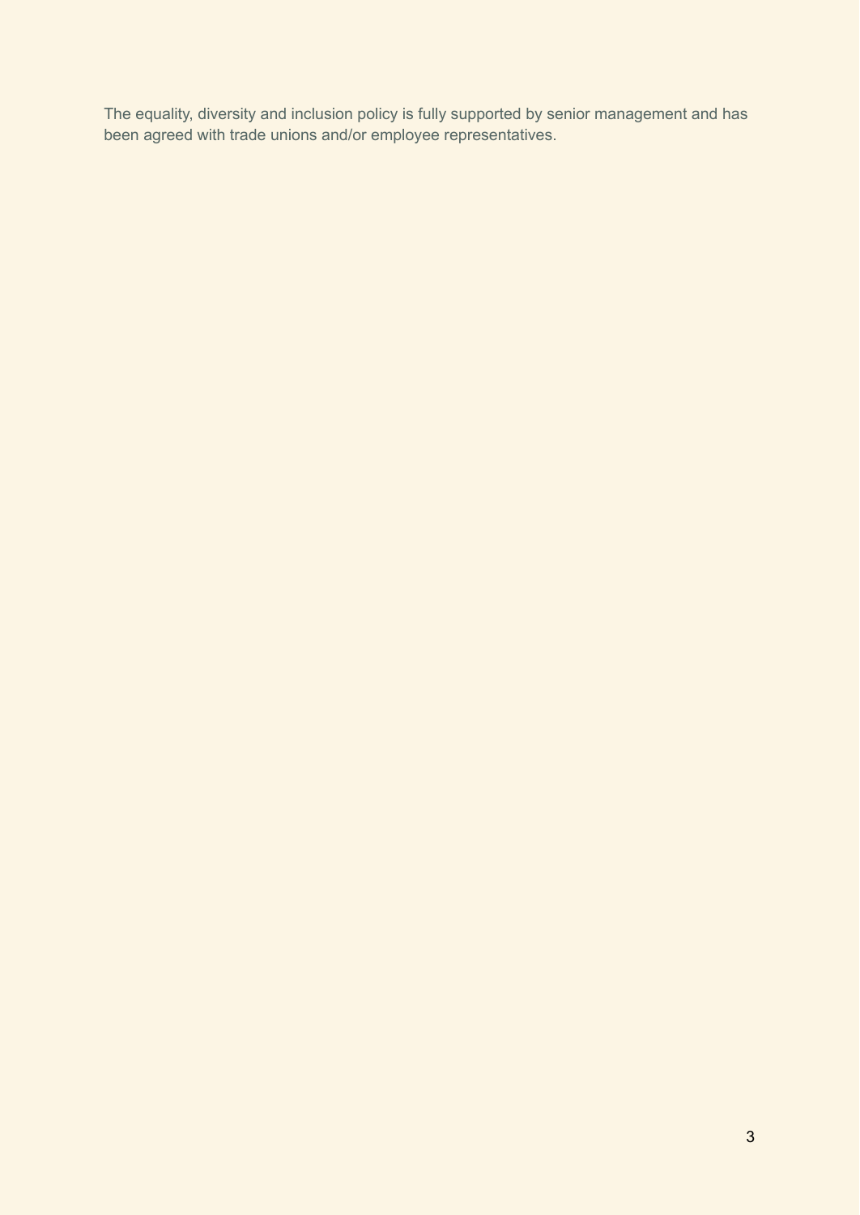The equality, diversity and inclusion policy is fully supported by senior management and has been agreed with trade unions and/or employee representatives.